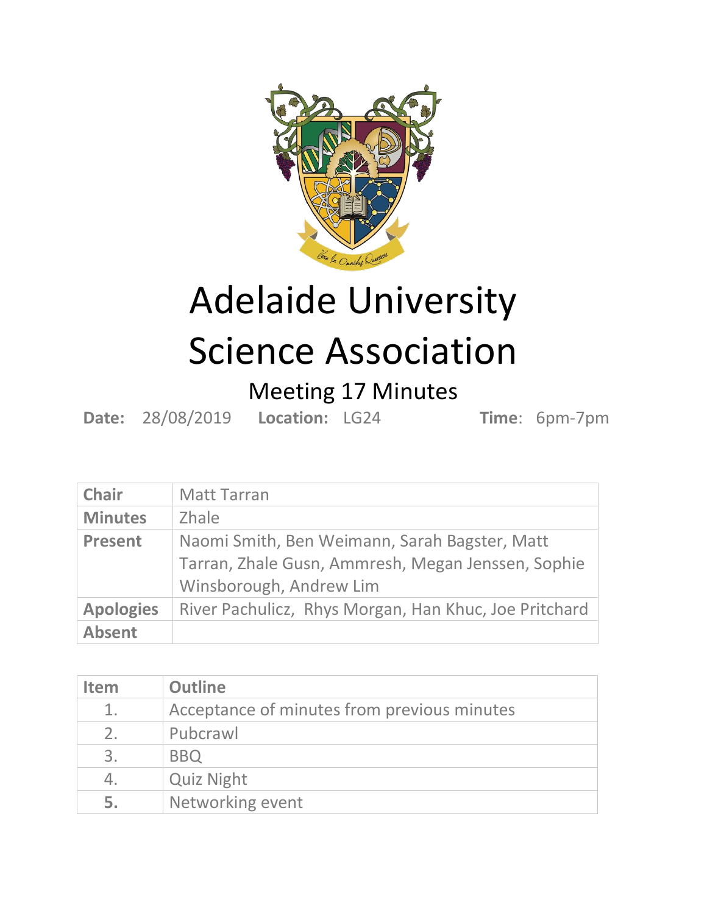# Adelaide University Science Association

## Meeting 17 Minutes

**Date:** 28/08/2019 **Location:** LG24 **Time**: 6pm-7pm

| **Chair** | Matt Tarran |
|---|---|
| **Minutes** | Zhale |
| **Present** | Naomi Smith, Ben Weimann, Sarah Bagster, Matt Tarran, Zhale Gusn, Ammresh, Megan Jenssen, Sophie Winsborough, Andrew Lim |
| **Apologies** | River Pachulicz, Rhys Morgan, Han Khuc, Joe Pritchard |
| **Absent** | |

| Item | Outline |
|---|---|
| 1. | Acceptance of minutes from previous minutes |
| 2. | Pubcrawl |
| 3. | BBQ |
| 4. | Quiz Night |
| **5.** | Networking event |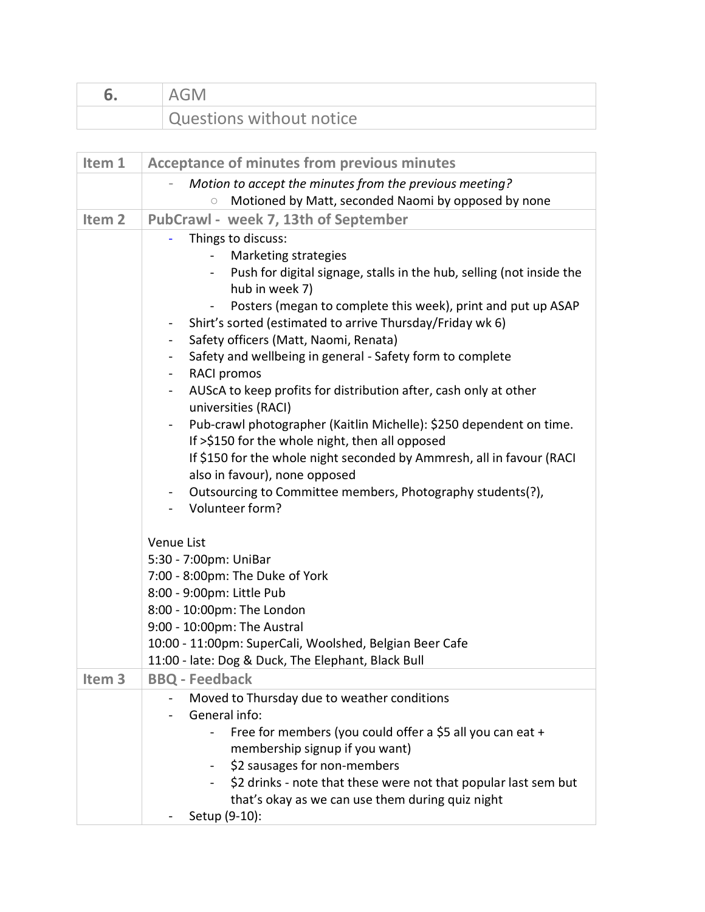| 6. | AGM |
| --- | --- |
| | Questions without notice |

| Item 1 | Acceptance of minutes from previous minutes |
| --- | --- |
| | - *Motion to accept the minutes from the previous meeting?*<br>  ○ Motioned by Matt, seconded Naomi by opposed by none |
| Item 2 | PubCrawl - week 7, 13th of September |
| | - Things to discuss:<br>  - Marketing strategies<br>  - Push for digital signage, stalls in the hub, selling (not inside the hub in week 7)<br>  - Posters (megan to complete this week), print and put up ASAP<br>- Shirt's sorted (estimated to arrive Thursday/Friday wk 6)<br>- Safety officers (Matt, Naomi, Renata)<br>- Safety and wellbeing in general - Safety form to complete<br>- RACI promos<br>- AUScA to keep profits for distribution after, cash only at other universities (RACI)<br>- Pub-crawl photographer (Kaitlin Michelle): $250 dependent on time. If >$150 for the whole night, then all opposed<br>If $150 for the whole night seconded by Ammresh, all in favour (RACI also in favour), none opposed<br>- Outsourcing to Committee members, Photography students(?),<br>- Volunteer form?<br><br>Venue List<br>5:30 - 7:00pm: UniBar<br>7:00 - 8:00pm: The Duke of York<br>8:00 - 9:00pm: Little Pub<br>8:00 - 10:00pm: The London<br>9:00 - 10:00pm: The Austral<br>10:00 - 11:00pm: SuperCali, Woolshed, Belgian Beer Cafe<br>11:00 - late: Dog & Duck, The Elephant, Black Bull |
| Item 3 | BBQ - Feedback |
| | - Moved to Thursday due to weather conditions<br>- General info:<br>  - Free for members (you could offer a $5 all you can eat + membership signup if you want)<br>  - $2 sausages for non-members<br>  - $2 drinks - note that these were not that popular last sem but that's okay as we can use them during quiz night<br>- Setup (9-10): |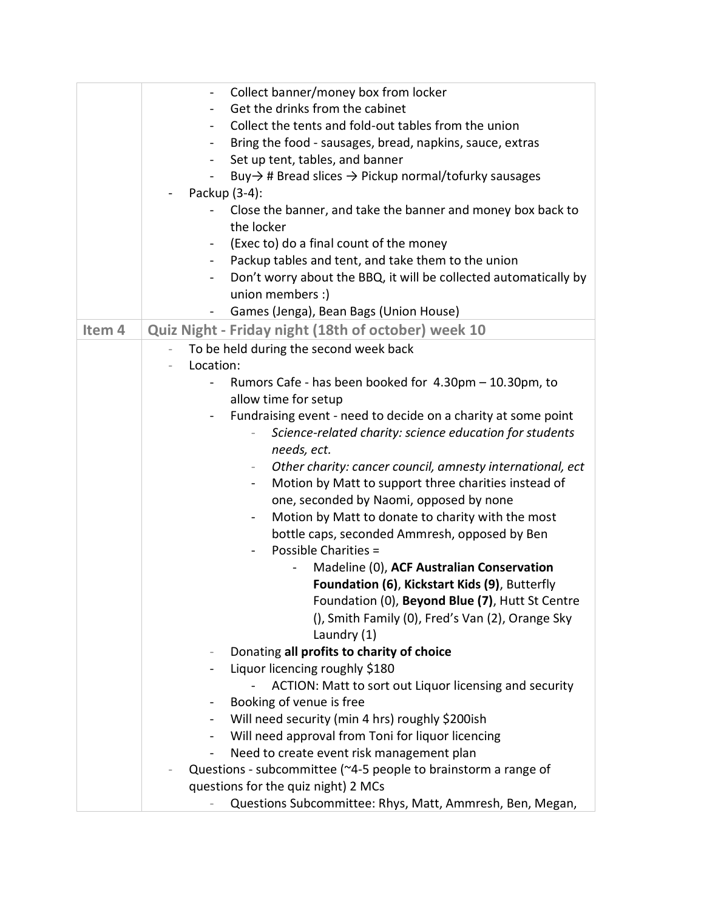| | |
|---|---|
| | - Collect banner/money box from locker<br>- Get the drinks from the cabinet<br>- Collect the tents and fold-out tables from the union<br>- Bring the food - sausages, bread, napkins, sauce, extras<br>- Set up tent, tables, and banner<br>- Buy→ # Bread slices → Pickup normal/tofurky sausages<br>- Packup (3-4):<br>    - Close the banner, and take the banner and money box back to the locker<br>    - (Exec to) do a final count of the money<br>    - Packup tables and tent, and take them to the union<br>    - Don't worry about the BBQ, it will be collected automatically by union members :)<br>    - Games (Jenga), Bean Bags (Union House) |
| **Item 4** | **Quiz Night - Friday night (18th of october) week 10** |
| | - To be held during the second week back<br>- Location:<br>    - Rumors Cafe - has been booked for 4.30pm – 10.30pm, to allow time for setup<br>    - Fundraising event - need to decide on a charity at some point<br>        - *Science-related charity: science education for students needs, ect.*<br>        - *Other charity: cancer council, amnesty international, ect*<br>        - Motion by Matt to support three charities instead of one, seconded by Naomi, opposed by none<br>        - Motion by Matt to donate to charity with the most bottle caps, seconded Ammresh, opposed by Ben<br>        - Possible Charities =<br>            - Madeline (0), **ACF Australian Conservation Foundation (6)**, **Kickstart Kids (9)**, Butterfly Foundation (0), **Beyond Blue (7)**, Hutt St Centre (), Smith Family (0), Fred's Van (2), Orange Sky Laundry (1)<br>    - Donating **all profits to charity of choice**<br>    - Liquor licencing roughly $180<br>        - ACTION: Matt to sort out Liquor licensing and security<br>    - Booking of venue is free<br>    - Will need security (min 4 hrs) roughly $200ish<br>    - Will need approval from Toni for liquor licencing<br>    - Need to create event risk management plan<br>- Questions - subcommittee (~4-5 people to brainstorm a range of questions for the quiz night) 2 MCs<br>    - Questions Subcommittee: Rhys, Matt, Ammresh, Ben, Megan, |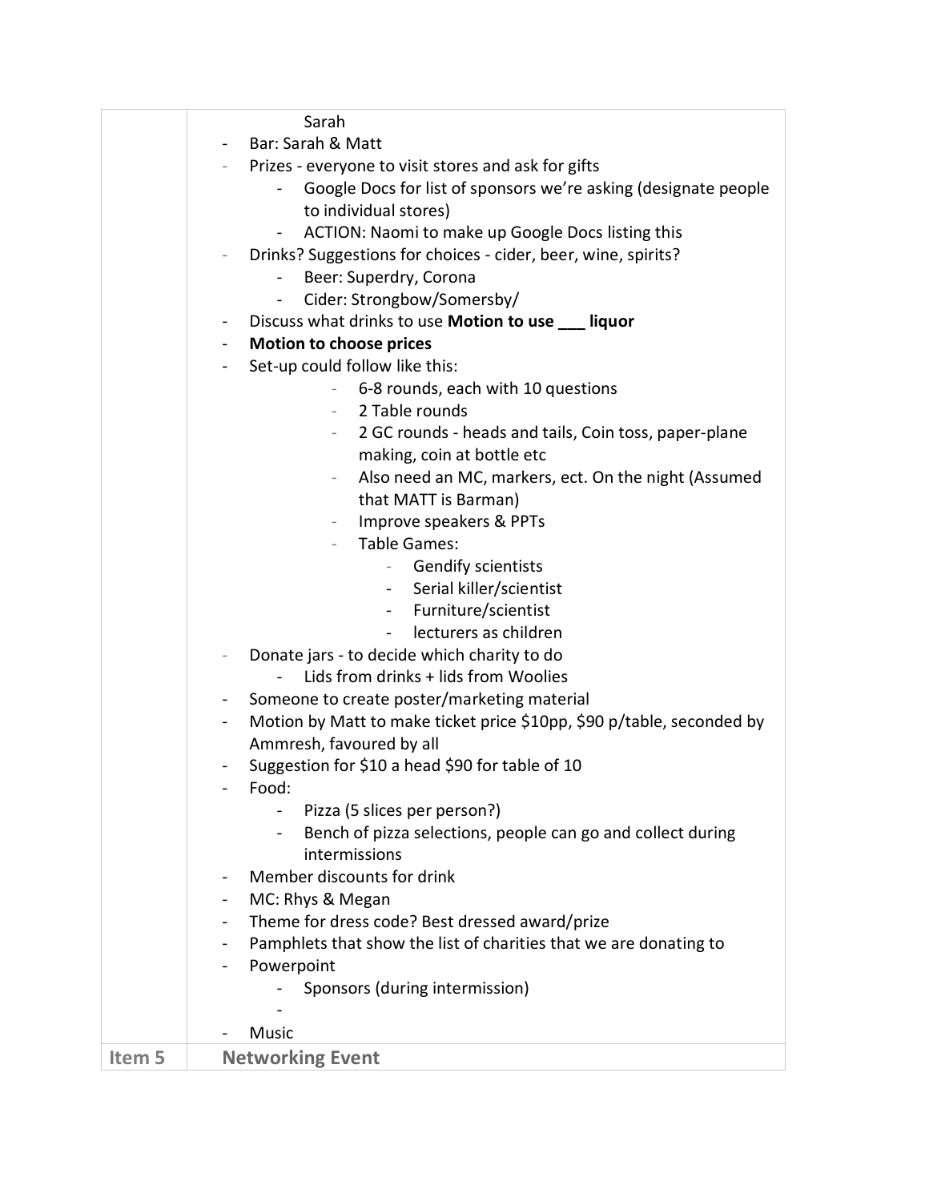| | |
|---|---|
| | Sarah<br>- Bar: Sarah & Matt<br>- Prizes - everyone to visit stores and ask for gifts<br>&nbsp;&nbsp;&nbsp;&nbsp;- Google Docs for list of sponsors we're asking (designate people to individual stores)<br>&nbsp;&nbsp;&nbsp;&nbsp;- ACTION: Naomi to make up Google Docs listing this<br>- Drinks? Suggestions for choices - cider, beer, wine, spirits?<br>&nbsp;&nbsp;&nbsp;&nbsp;- Beer: Superdry, Corona<br>&nbsp;&nbsp;&nbsp;&nbsp;- Cider: Strongbow/Somersby/<br>- Discuss what drinks to use **Motion to use ___ liquor**<br>- **Motion to choose prices**<br>- Set-up could follow like this:<br>&nbsp;&nbsp;&nbsp;&nbsp;&nbsp;&nbsp;&nbsp;&nbsp;- 6-8 rounds, each with 10 questions<br>&nbsp;&nbsp;&nbsp;&nbsp;&nbsp;&nbsp;&nbsp;&nbsp;- 2 Table rounds<br>&nbsp;&nbsp;&nbsp;&nbsp;&nbsp;&nbsp;&nbsp;&nbsp;- 2 GC rounds - heads and tails, Coin toss, paper-plane making, coin at bottle etc<br>&nbsp;&nbsp;&nbsp;&nbsp;&nbsp;&nbsp;&nbsp;&nbsp;- Also need an MC, markers, ect. On the night (Assumed that MATT is Barman)<br>&nbsp;&nbsp;&nbsp;&nbsp;&nbsp;&nbsp;&nbsp;&nbsp;- Improve speakers & PPTs<br>&nbsp;&nbsp;&nbsp;&nbsp;&nbsp;&nbsp;&nbsp;&nbsp;- Table Games:<br>&nbsp;&nbsp;&nbsp;&nbsp;&nbsp;&nbsp;&nbsp;&nbsp;&nbsp;&nbsp;&nbsp;&nbsp;- Gendify scientists<br>&nbsp;&nbsp;&nbsp;&nbsp;&nbsp;&nbsp;&nbsp;&nbsp;&nbsp;&nbsp;&nbsp;&nbsp;- Serial killer/scientist<br>&nbsp;&nbsp;&nbsp;&nbsp;&nbsp;&nbsp;&nbsp;&nbsp;&nbsp;&nbsp;&nbsp;&nbsp;- Furniture/scientist<br>&nbsp;&nbsp;&nbsp;&nbsp;&nbsp;&nbsp;&nbsp;&nbsp;&nbsp;&nbsp;&nbsp;&nbsp;- lecturers as children<br>- Donate jars - to decide which charity to do<br>&nbsp;&nbsp;&nbsp;&nbsp;- Lids from drinks + lids from Woolies<br>- Someone to create poster/marketing material<br>- Motion by Matt to make ticket price $10pp, $90 p/table, seconded by Ammresh, favoured by all<br>- Suggestion for $10 a head $90 for table of 10<br>- Food:<br>&nbsp;&nbsp;&nbsp;&nbsp;- Pizza (5 slices per person?)<br>&nbsp;&nbsp;&nbsp;&nbsp;- Bench of pizza selections, people can go and collect during intermissions<br>- Member discounts for drink<br>- MC: Rhys & Megan<br>- Theme for dress code? Best dressed award/prize<br>- Pamphlets that show the list of charities that we are donating to<br>- Powerpoint<br>&nbsp;&nbsp;&nbsp;&nbsp;- Sponsors (during intermission)<br>&nbsp;&nbsp;&nbsp;&nbsp;-<br>- Music |
| **Item 5** | **Networking Event** |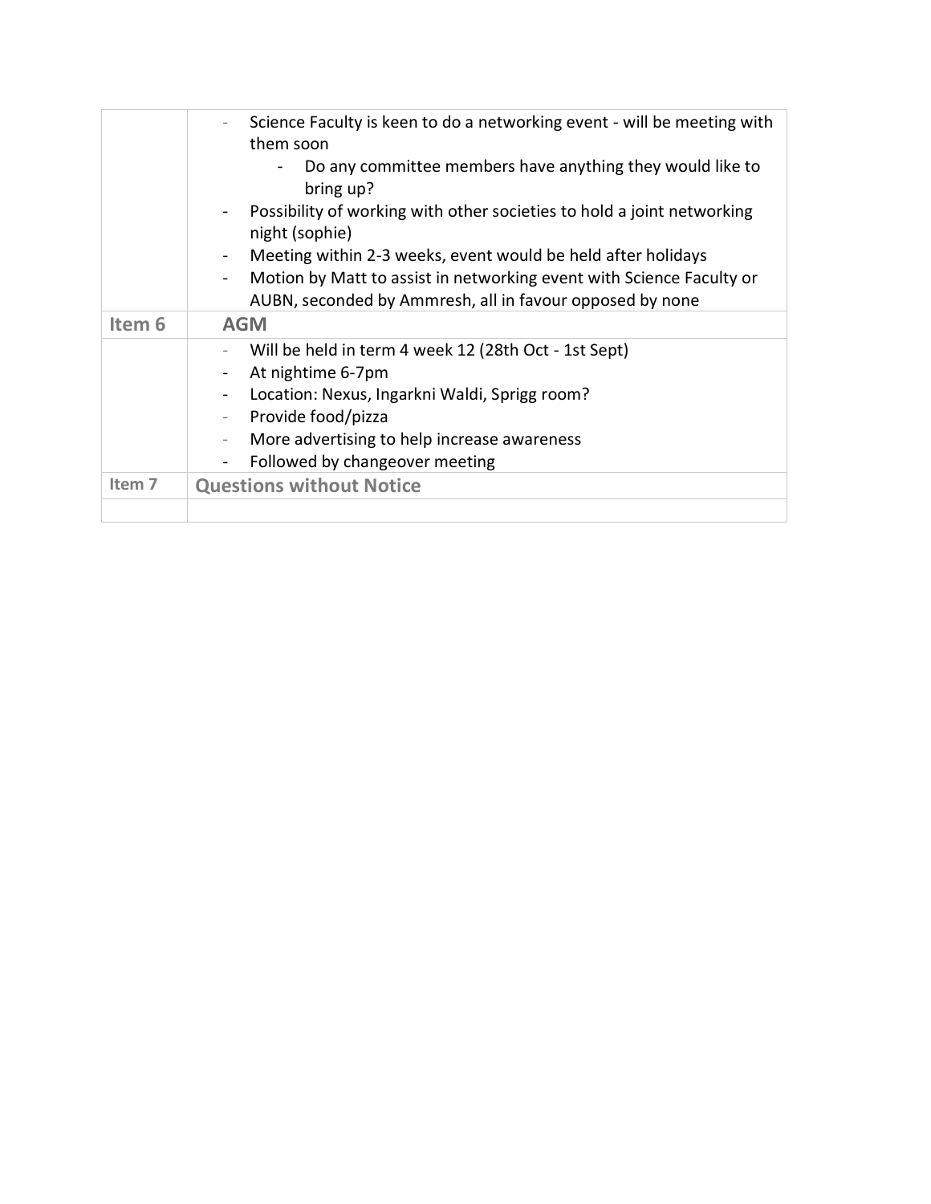| | |
|---|---|
| | - Science Faculty is keen to do a networking event - will be meeting with them soon<br>    - Do any committee members have anything they would like to bring up?<br>- Possibility of working with other societies to hold a joint networking night (sophie)<br>- Meeting within 2-3 weeks, event would be held after holidays<br>- Motion by Matt to assist in networking event with Science Faculty or AUBN, seconded by Ammresh, all in favour opposed by none |
| **Item 6** | **AGM** |
| | - Will be held in term 4 week 12 (28th Oct - 1st Sept)<br>- At nightime 6-7pm<br>- Location: Nexus, Ingarkni Waldi, Sprigg room?<br>- Provide food/pizza<br>- More advertising to help increase awareness<br>- Followed by changeover meeting |
| **Item 7** | **Questions without Notice** |
| | |